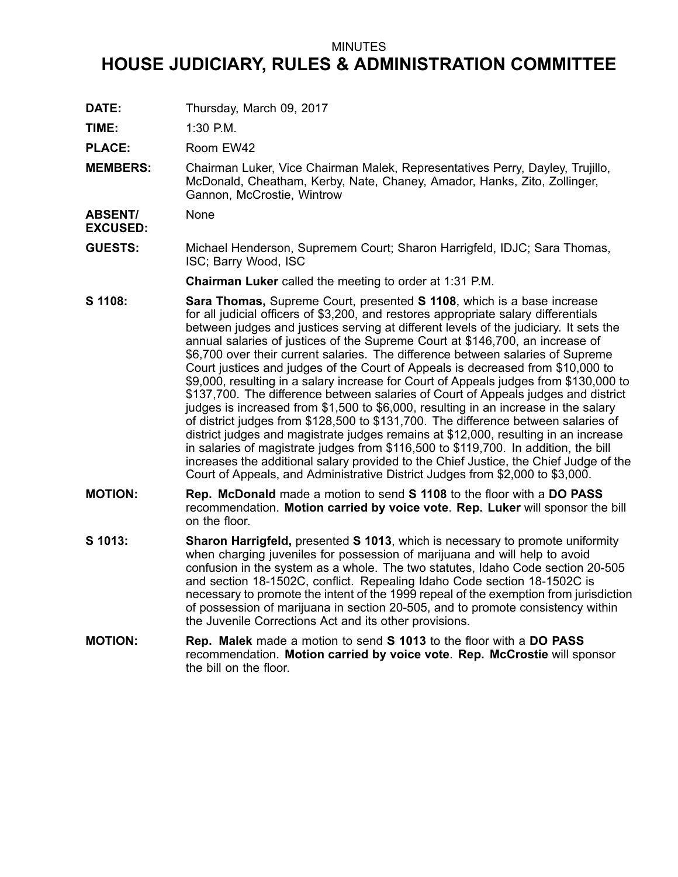MINUTES

# HOUSE JUDICIARY, RULES & ADMINISTRATION COMMITTEE

**DATE:** Thursday, March 09, 2017

**TIME:** 1:30 P.M.

**PLACE:** Room EW42

**MEMBERS:** Chairman Luker, Vice Chairman Malek, Representatives Perry, Dayley, Trujillo, McDonald, Cheatham, Kerby, Nate, Chaney, Amador, Hanks, Zito, Zollinger, Gannon, McCrostie, Wintrow

**ABSENT/ EXCUSED:** None

**GUESTS:** Michael Henderson, Supremem Court; Sharon Harrigfeld, IDJC; Sara Thomas, ISC; Barry Wood, ISC

**Chairman Luker** called the meeting to order at 1:31 P.M.

**S 1108:** **Sara Thomas,** Supreme Court, presented **S 1108**, which is a base increase for all judicial officers of $3,200, and restores appropriate salary differentials between judges and justices serving at different levels of the judiciary. It sets the annual salaries of justices of the Supreme Court at $146,700, an increase of $6,700 over their current salaries. The difference between salaries of Supreme Court justices and judges of the Court of Appeals is decreased from $10,000 to $9,000, resulting in a salary increase for Court of Appeals judges from $130,000 to $137,700. The difference between salaries of Court of Appeals judges and district judges is increased from $1,500 to $6,000, resulting in an increase in the salary of district judges from $128,500 to $131,700. The difference between salaries of district judges and magistrate judges remains at $12,000, resulting in an increase in salaries of magistrate judges from $116,500 to $119,700. In addition, the bill increases the additional salary provided to the Chief Justice, the Chief Judge of the Court of Appeals, and Administrative District Judges from $2,000 to $3,000.

**MOTION:** **Rep. McDonald** made a motion to send **S 1108** to the floor with a **DO PASS** recommendation. **Motion carried by voice vote**. **Rep. Luker** will sponsor the bill on the floor.

**S 1013:** **Sharon Harrigfeld,** presented **S 1013**, which is necessary to promote uniformity when charging juveniles for possession of marijuana and will help to avoid confusion in the system as a whole. The two statutes, Idaho Code section 20-505 and section 18-1502C, conflict. Repealing Idaho Code section 18-1502C is necessary to promote the intent of the 1999 repeal of the exemption from jurisdiction of possession of marijuana in section 20-505, and to promote consistency within the Juvenile Corrections Act and its other provisions.

**MOTION:** **Rep. Malek** made a motion to send **S 1013** to the floor with a **DO PASS** recommendation. **Motion carried by voice vote**. **Rep. McCrostie** will sponsor the bill on the floor.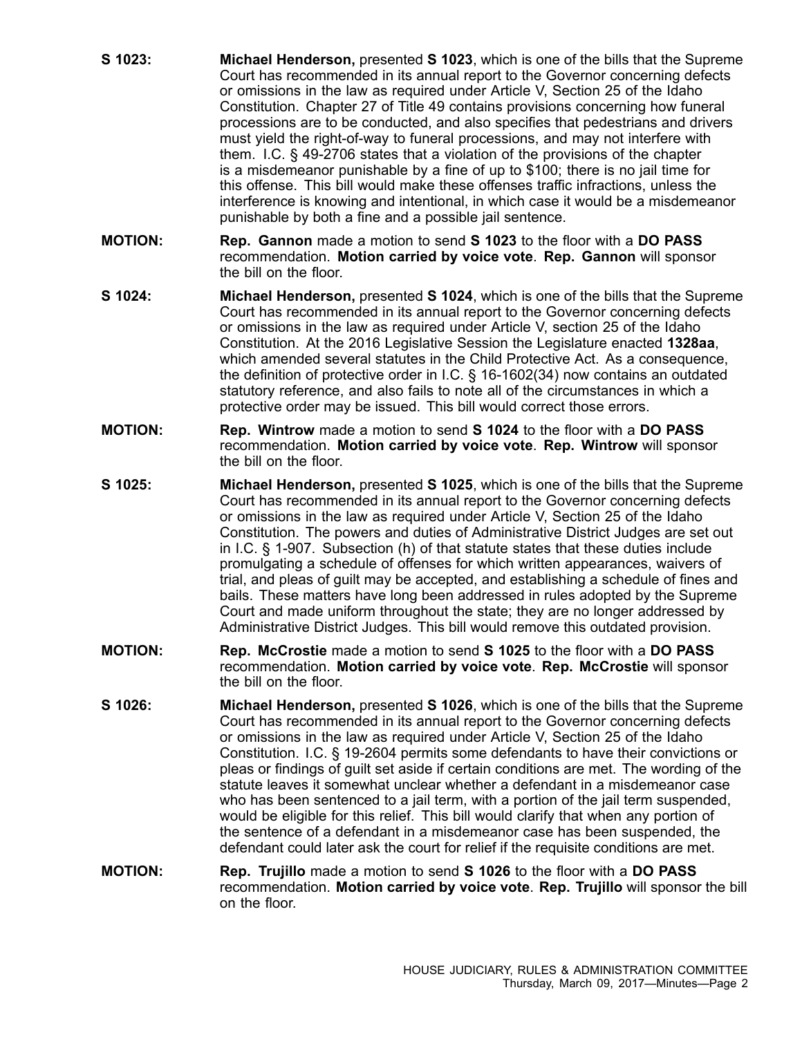**S 1023:** **Michael Henderson,** presented **S 1023**, which is one of the bills that the Supreme Court has recommended in its annual report to the Governor concerning defects or omissions in the law as required under Article V, Section 25 of the Idaho Constitution. Chapter 27 of Title 49 contains provisions concerning how funeral processions are to be conducted, and also specifies that pedestrians and drivers must yield the right-of-way to funeral processions, and may not interfere with them. I.C. § 49-2706 states that a violation of the provisions of the chapter is a misdemeanor punishable by a fine of up to $100; there is no jail time for this offense. This bill would make these offenses traffic infractions, unless the interference is knowing and intentional, in which case it would be a misdemeanor punishable by both a fine and a possible jail sentence.

**MOTION:** **Rep. Gannon** made a motion to send **S 1023** to the floor with a **DO PASS** recommendation. **Motion carried by voice vote**. **Rep. Gannon** will sponsor the bill on the floor.

**S 1024:** **Michael Henderson,** presented **S 1024**, which is one of the bills that the Supreme Court has recommended in its annual report to the Governor concerning defects or omissions in the law as required under Article V, section 25 of the Idaho Constitution. At the 2016 Legislative Session the Legislature enacted **1328aa**, which amended several statutes in the Child Protective Act. As a consequence, the definition of protective order in I.C. § 16-1602(34) now contains an outdated statutory reference, and also fails to note all of the circumstances in which a protective order may be issued. This bill would correct those errors.

**MOTION:** **Rep. Wintrow** made a motion to send **S 1024** to the floor with a **DO PASS** recommendation. **Motion carried by voice vote**. **Rep. Wintrow** will sponsor the bill on the floor.

**S 1025:** **Michael Henderson,** presented **S 1025**, which is one of the bills that the Supreme Court has recommended in its annual report to the Governor concerning defects or omissions in the law as required under Article V, Section 25 of the Idaho Constitution. The powers and duties of Administrative District Judges are set out in I.C. § 1-907. Subsection (h) of that statute states that these duties include promulgating a schedule of offenses for which written appearances, waivers of trial, and pleas of guilt may be accepted, and establishing a schedule of fines and bails. These matters have long been addressed in rules adopted by the Supreme Court and made uniform throughout the state; they are no longer addressed by Administrative District Judges. This bill would remove this outdated provision.

**MOTION:** **Rep. McCrostie** made a motion to send **S 1025** to the floor with a **DO PASS** recommendation. **Motion carried by voice vote**. **Rep. McCrostie** will sponsor the bill on the floor.

**S 1026:** **Michael Henderson,** presented **S 1026**, which is one of the bills that the Supreme Court has recommended in its annual report to the Governor concerning defects or omissions in the law as required under Article V, Section 25 of the Idaho Constitution. I.C. § 19-2604 permits some defendants to have their convictions or pleas or findings of guilt set aside if certain conditions are met. The wording of the statute leaves it somewhat unclear whether a defendant in a misdemeanor case who has been sentenced to a jail term, with a portion of the jail term suspended, would be eligible for this relief. This bill would clarify that when any portion of the sentence of a defendant in a misdemeanor case has been suspended, the defendant could later ask the court for relief if the requisite conditions are met.

**MOTION:** **Rep. Trujillo** made a motion to send **S 1026** to the floor with a **DO PASS** recommendation. **Motion carried by voice vote**. **Rep. Trujillo** will sponsor the bill on the floor.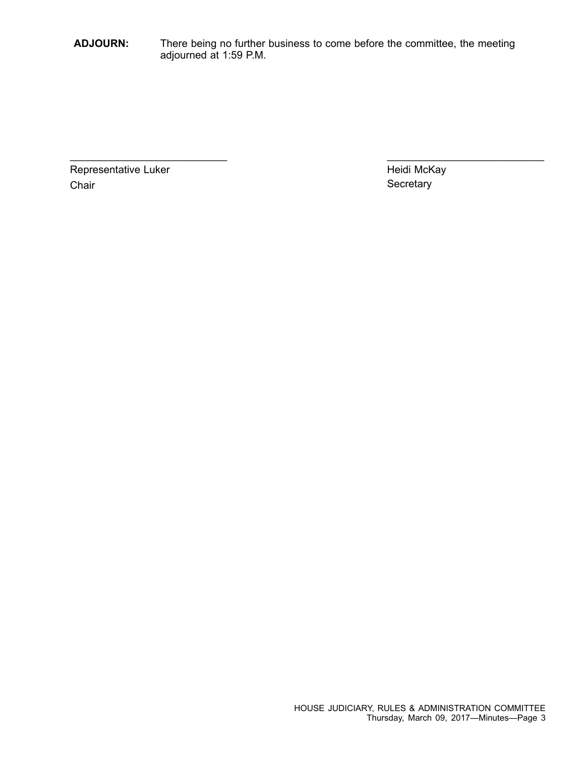**ADJOURN:** There being no further business to come before the committee, the meeting adjourned at 1:59 P.M.

| | |
|---|---|
| ___________________________ | ___________________________ |
| Representative Luker | Heidi McKay |
| Chair | Secretary |